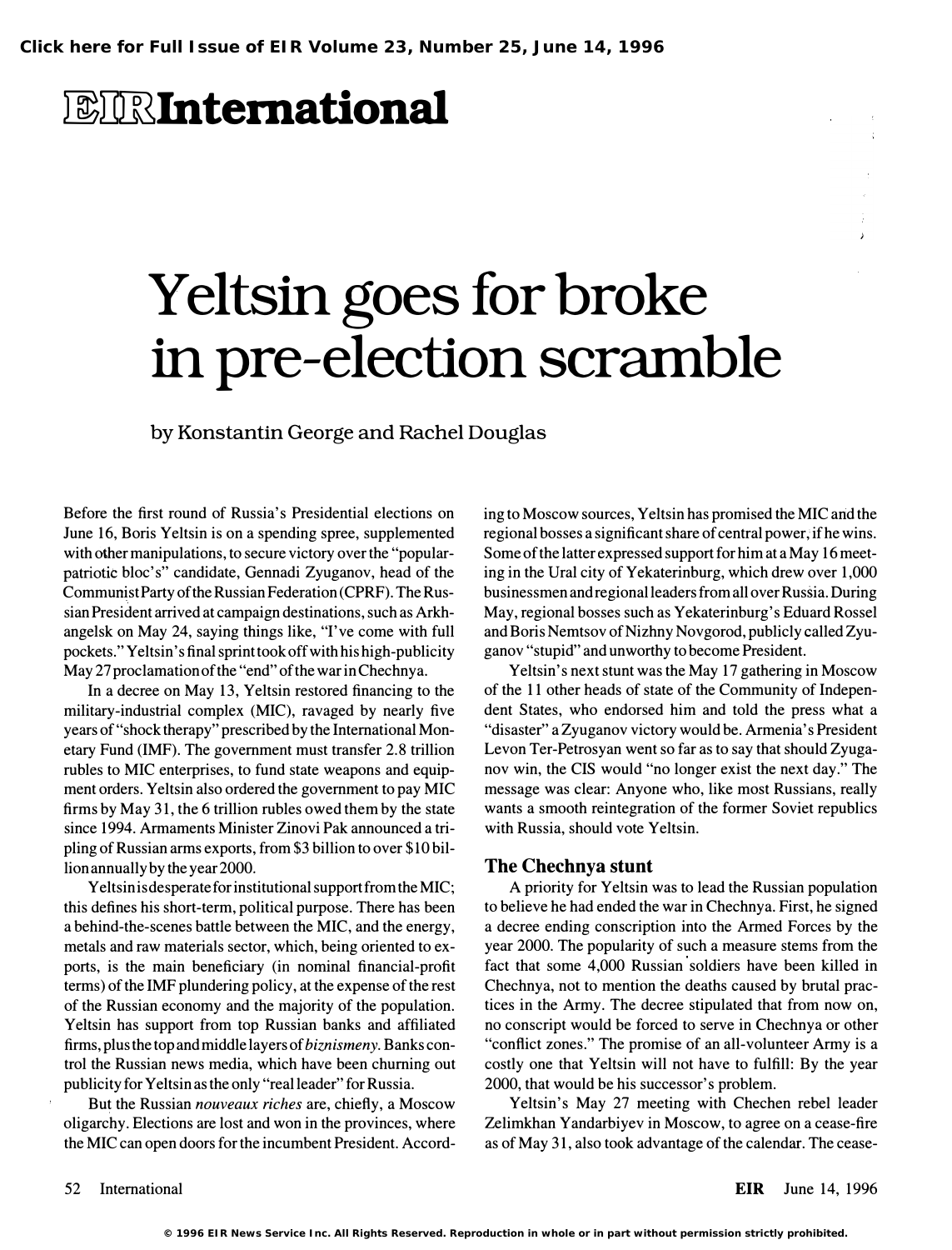# Yeltsin goes for broke in pre-election scramble

by Konstantin George and Rachel Douglas

Before the first round of Russia's Presidential elections on June 16, Boris Yeltsin is on a spending spree, supplemented with other manipulations, to secure victory over the "popular-patriotic bloc's" candidate, Gennadi Zyuganov, head of the Communist Party of the Russian Federation (CPRF). The Russian President arrived at campaign destinations, such as Arkhangelsk on May 24, saying things like, "I've come with full pockets." Yeltsin's final sprint took off with his high-publicity May 27 proclamation of the "end" of the war in Chechnya.

In a decree on May 13, Yeltsin restored financing to the military-industrial complex (MIC), ravaged by nearly five years of "shock therapy" prescribed by the International Monetary Fund (IMF). The government must transfer 2.8 trillion rubles to MIC enterprises, to fund state weapons and equipment orders. Yeltsin also ordered the government to pay MIC firms by May 31, the 6 trillion rubles owed them by the state since 1994. Armaments Minister Zinovi Pak announced a tripling of Russian arms exports, from $3 billion to over $10 billion annually by the year 2000.

Yeltsin is desperate for institutional support from the MIC; this defines his short-term, political purpose. There has been a behind-the-scenes battle between the MIC, and the energy, metals and raw materials sector, which, being oriented to exports, is the main beneficiary (in nominal financial-profit terms) of the IMF plundering policy, at the expense of the rest of the Russian economy and the majority of the population. Yeltsin has support from top Russian banks and affiliated firms, plus the top and middle layers of *biznismeny*. Banks control the Russian news media, which have been churning out publicity for Yeltsin as the only "real leader" for Russia.

But the Russian *nouveaux riches* are, chiefly, a Moscow oligarchy. Elections are lost and won in the provinces, where the MIC can open doors for the incumbent President. According to Moscow sources, Yeltsin has promised the MIC and the regional bosses a significant share of central power, if he wins. Some of the latter expressed support for him at a May 16 meeting in the Ural city of Yekaterinburg, which drew over 1,000 businessmen and regional leaders from all over Russia. During May, regional bosses such as Yekaterinburg's Eduard Rossel and Boris Nemtsov of Nizhny Novgorod, publicly called Zyuganov "stupid" and unworthy to become President.

Yeltsin's next stunt was the May 17 gathering in Moscow of the 11 other heads of state of the Community of Independent States, who endorsed him and told the press what a "disaster" a Zyuganov victory would be. Armenia's President Levon Ter-Petrosyan went so far as to say that should Zyuganov win, the CIS would "no longer exist the next day." The message was clear: Anyone who, like most Russians, really wants a smooth reintegration of the former Soviet republics with Russia, should vote Yeltsin.

## The Chechnya stunt

A priority for Yeltsin was to lead the Russian population to believe he had ended the war in Chechnya. First, he signed a decree ending conscription into the Armed Forces by the year 2000. The popularity of such a measure stems from the fact that some 4,000 Russian soldiers have been killed in Chechnya, not to mention the deaths caused by brutal practices in the Army. The decree stipulated that from now on, no conscript would be forced to serve in Chechnya or other "conflict zones." The promise of an all-volunteer Army is a costly one that Yeltsin will not have to fulfill: By the year 2000, that would be his successor's problem.

Yeltsin's May 27 meeting with Chechen rebel leader Zelimkhan Yandarbiyev in Moscow, to agree on a cease-fire as of May 31, also took advantage of the calendar. The cease-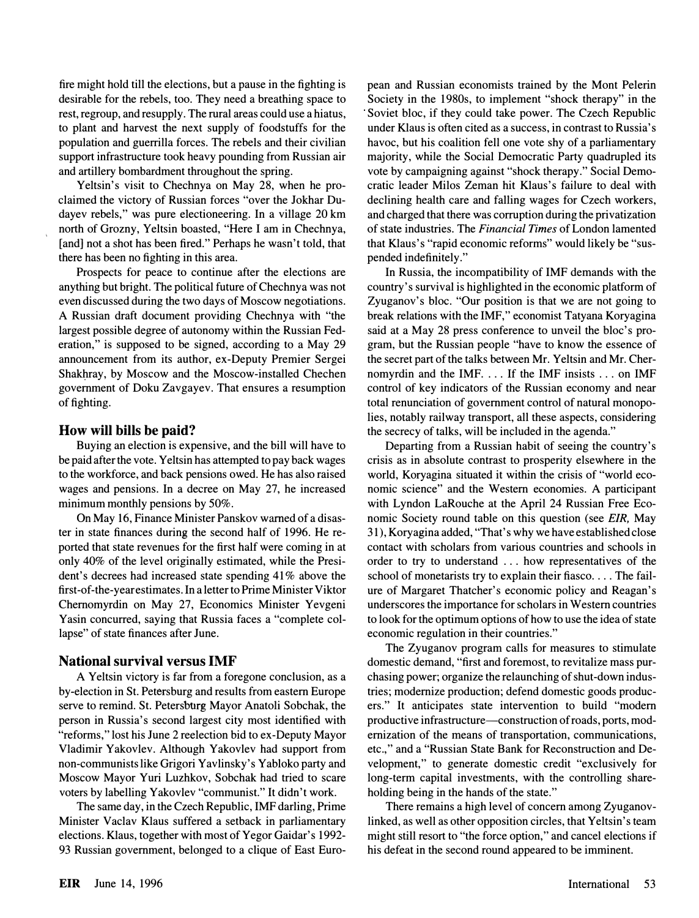fire might hold till the elections, but a pause in the fighting is desirable for the rebels, too. They need a breathing space to rest, regroup, and resupply. The rural areas could use a hiatus, to plant and harvest the next supply of foodstuffs for the population and guerrilla forces. The rebels and their civilian support infrastructure took heavy pounding from Russian air and artillery bombardment throughout the spring.

Yeltsin's visit to Chechnya on May 28, when he proclaimed the victory of Russian forces "over the Jokhar Dudayev rebels," was pure electioneering. In a village 20 km north of Grozny, Yeltsin boasted, "Here I am in Chechnya, [and] not a shot has been fired." Perhaps he wasn't told, that there has been no fighting in this area.

Prospects for peace to continue after the elections are anything but bright. The political future of Chechnya was not even discussed during the two days of Moscow negotiations. A Russian draft document providing Chechnya with "the largest possible degree of autonomy within the Russian Federation," is supposed to be signed, according to a May 29 announcement from its author, ex-Deputy Premier Sergei Shakhray, by Moscow and the Moscow-installed Chechen government of Doku Zavgayev. That ensures a resumption of fighting.

## How will bills be paid?

Buying an election is expensive, and the bill will have to be paid after the vote. Yeltsin has attempted to pay back wages to the workforce, and back pensions owed. He has also raised wages and pensions. In a decree on May 27, he increased minimum monthly pensions by 50%.

On May 16, Finance Minister Panskov warned of a disaster in state finances during the second half of 1996. He reported that state revenues for the first half were coming in at only 40% of the level originally estimated, while the President's decrees had increased state spending 41% above the first-of-the-year estimates. In a letter to Prime Minister Viktor Chernomyrdin on May 27, Economics Minister Yevgeni Yasin concurred, saying that Russia faces a "complete collapse" of state finances after June.

## National survival versus IMF

A Yeltsin victory is far from a foregone conclusion, as a by-election in St. Petersburg and results from eastern Europe serve to remind. St. Petersburg Mayor Anatoli Sobchak, the person in Russia's second largest city most identified with "reforms," lost his June 2 reelection bid to ex-Deputy Mayor Vladimir Yakovlev. Although Yakovlev had support from non-communists like Grigori Yavlinsky's Yabloko party and Moscow Mayor Yuri Luzhkov, Sobchak had tried to scare voters by labelling Yakovlev "communist." It didn't work.

The same day, in the Czech Republic, IMF darling, Prime Minister Vaclav Klaus suffered a setback in parliamentary elections. Klaus, together with most of Yegor Gaidar's 1992-93 Russian government, belonged to a clique of East European and Russian economists trained by the Mont Pelerin Society in the 1980s, to implement "shock therapy" in the Soviet bloc, if they could take power. The Czech Republic under Klaus is often cited as a success, in contrast to Russia's havoc, but his coalition fell one vote shy of a parliamentary majority, while the Social Democratic Party quadrupled its vote by campaigning against "shock therapy." Social Democratic leader Milos Zeman hit Klaus's failure to deal with declining health care and falling wages for Czech workers, and charged that there was corruption during the privatization of state industries. The *Financial Times* of London lamented that Klaus's "rapid economic reforms" would likely be "suspended indefinitely."

In Russia, the incompatibility of IMF demands with the country's survival is highlighted in the economic platform of Zyuganov's bloc. "Our position is that we are not going to break relations with the IMF," economist Tatyana Koryagina said at a May 28 press conference to unveil the bloc's program, but the Russian people "have to know the essence of the secret part of the talks between Mr. Yeltsin and Mr. Chernomyrdin and the IMF. . . . If the IMF insists . . . on IMF control of key indicators of the Russian economy and near total renunciation of government control of natural monopolies, notably railway transport, all these aspects, considering the secrecy of talks, will be included in the agenda."

Departing from a Russian habit of seeing the country's crisis as in absolute contrast to prosperity elsewhere in the world, Koryagina situated it within the crisis of "world economic science" and the Western economies. A participant with Lyndon LaRouche at the April 24 Russian Free Economic Society round table on this question (see *EIR*, May 31), Koryagina added, "That's why we have established close contact with scholars from various countries and schools in order to try to understand . . . how representatives of the school of monetarists try to explain their fiasco. . . . The failure of Margaret Thatcher's economic policy and Reagan's underscores the importance for scholars in Western countries to look for the optimum options of how to use the idea of state economic regulation in their countries."

The Zyuganov program calls for measures to stimulate domestic demand, "first and foremost, to revitalize mass purchasing power; organize the relaunching of shut-down industries; modernize production; defend domestic goods producers." It anticipates state intervention to build "modern productive infrastructure—construction of roads, ports, modernization of the means of transportation, communications, etc.," and a "Russian State Bank for Reconstruction and Development," to generate domestic credit "exclusively for long-term capital investments, with the controlling shareholding being in the hands of the state."

There remains a high level of concern among Zyuganov-linked, as well as other opposition circles, that Yeltsin's team might still resort to "the force option," and cancel elections if his defeat in the second round appeared to be imminent.